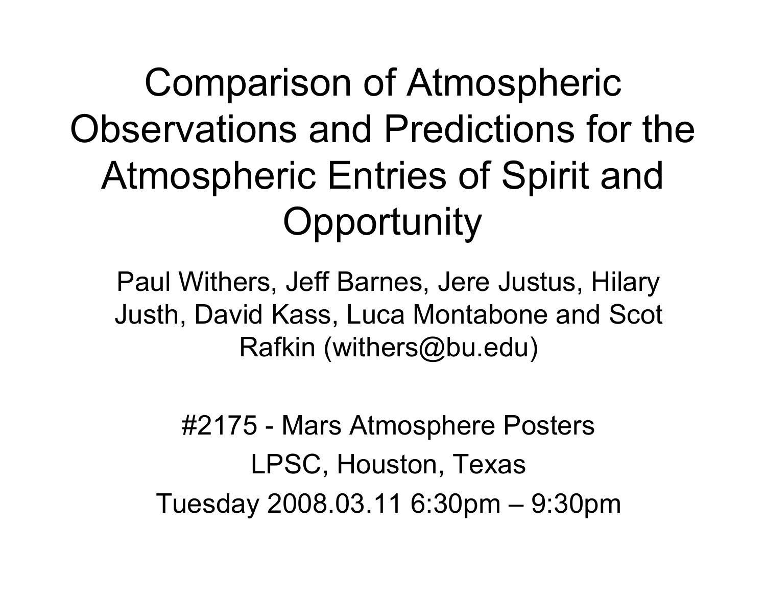# Comparison of Atmospheric Observations and Predictions for the Atmospheric Entries of Spirit and Opportunity

Paul Withers, Jeff Barnes, Jere Justus, Hilary Justh, David Kass, Luca Montabone and Scot Rafkin (withers@bu.edu)

#2175 - Mars Atmosphere Posters

LPSC, Houston, Texas

Tuesday 2008.03.11 6:30pm – 9:30pm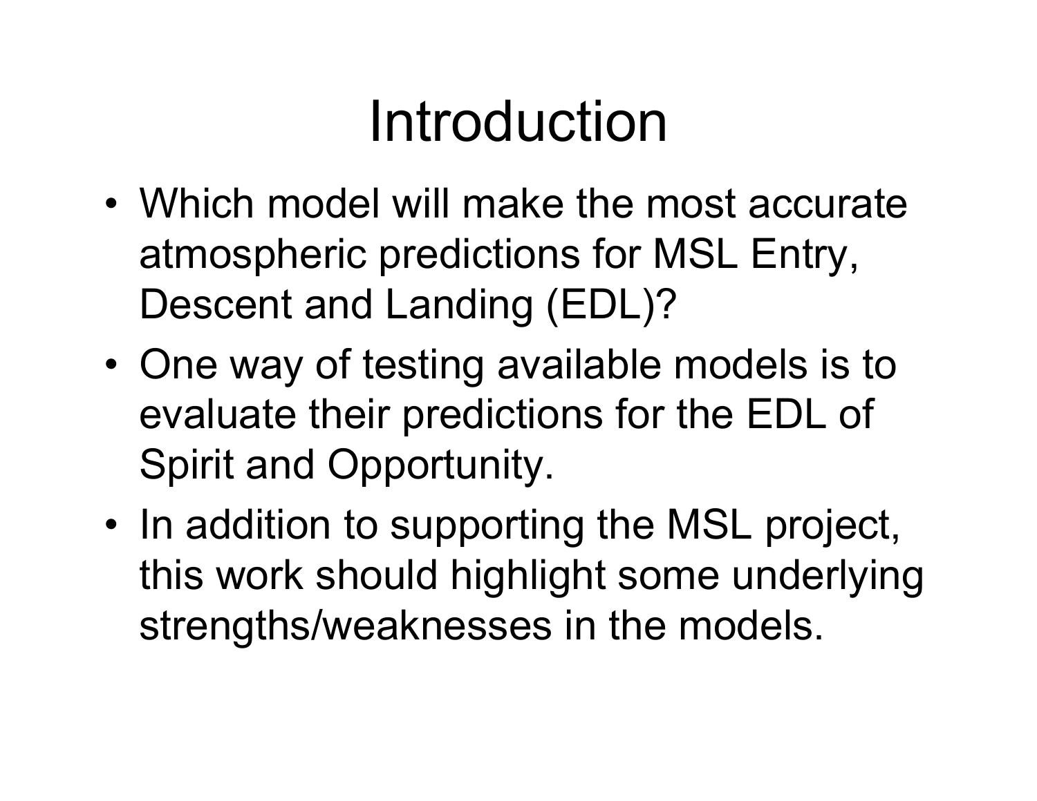# Introduction

- Which model will make the most accurate atmospheric predictions for MSL Entry, Descent and Landing (EDL)?
- One way of testing available models is to evaluate their predictions for the EDL of Spirit and Opportunity.
- In addition to supporting the MSL project, this work should highlight some underlying strengths/weaknesses in the models.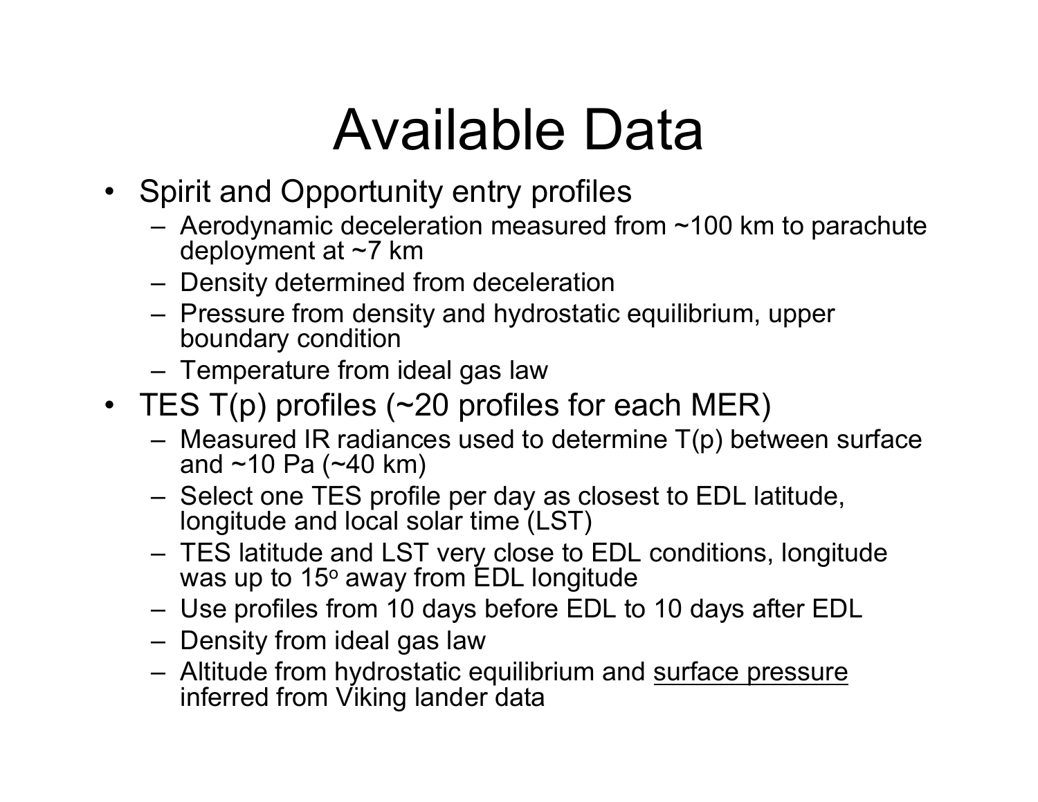# Available Data

- Spirit and Opportunity entry profiles
  - Aerodynamic deceleration measured from ~100 km to parachute deployment at ~7 km
  - Density determined from deceleration
  - Pressure from density and hydrostatic equilibrium, upper boundary condition
  - Temperature from ideal gas law
- TES T(p) profiles (~20 profiles for each MER)
  - Measured IR radiances used to determine T(p) between surface and ~10 Pa (~40 km)
  - Select one TES profile per day as closest to EDL latitude, longitude and local solar time (LST)
  - TES latitude and LST very close to EDL conditions, longitude was up to $15^o$ away from EDL longitude
  - Use profiles from 10 days before EDL to 10 days after EDL
  - Density from ideal gas law
  - Altitude from hydrostatic equilibrium and <u>surface pressure</u> inferred from Viking lander data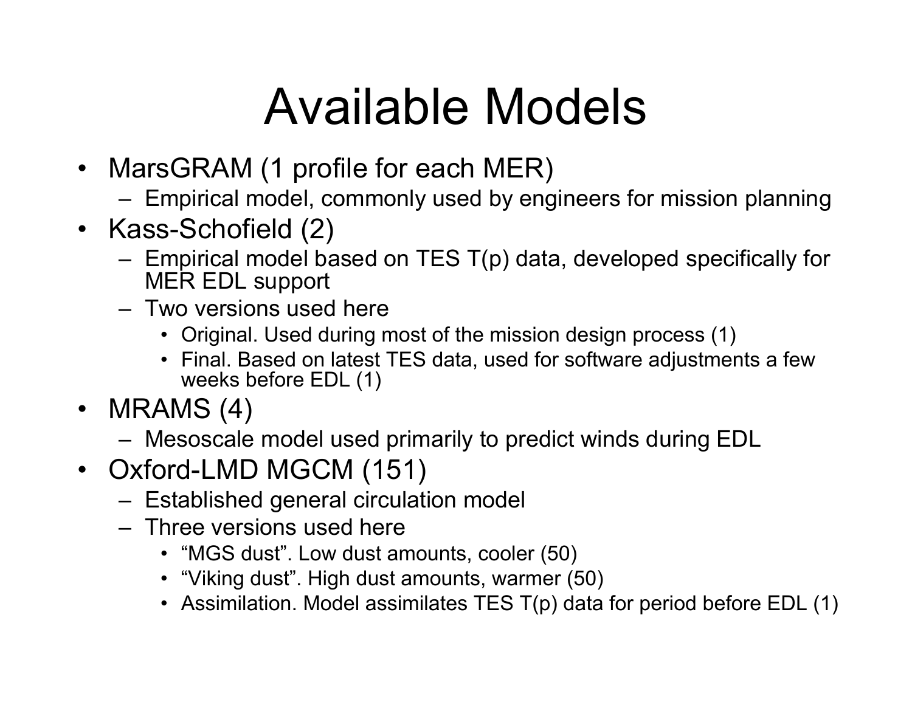# Available Models

- MarsGRAM (1 profile for each MER)
  - Empirical model, commonly used by engineers for mission planning
- Kass-Schofield (2)
  - Empirical model based on TES T(p) data, developed specifically for MER EDL support
  - Two versions used here
    - Original. Used during most of the mission design process (1)
    - Final. Based on latest TES data, used for software adjustments a few weeks before EDL (1)
- MRAMS (4)
  - Mesoscale model used primarily to predict winds during EDL
- Oxford-LMD MGCM (151)
  - Established general circulation model
  - Three versions used here
    - "MGS dust". Low dust amounts, cooler (50)
    - "Viking dust". High dust amounts, warmer (50)
    - Assimilation. Model assimilates TES T(p) data for period before EDL (1)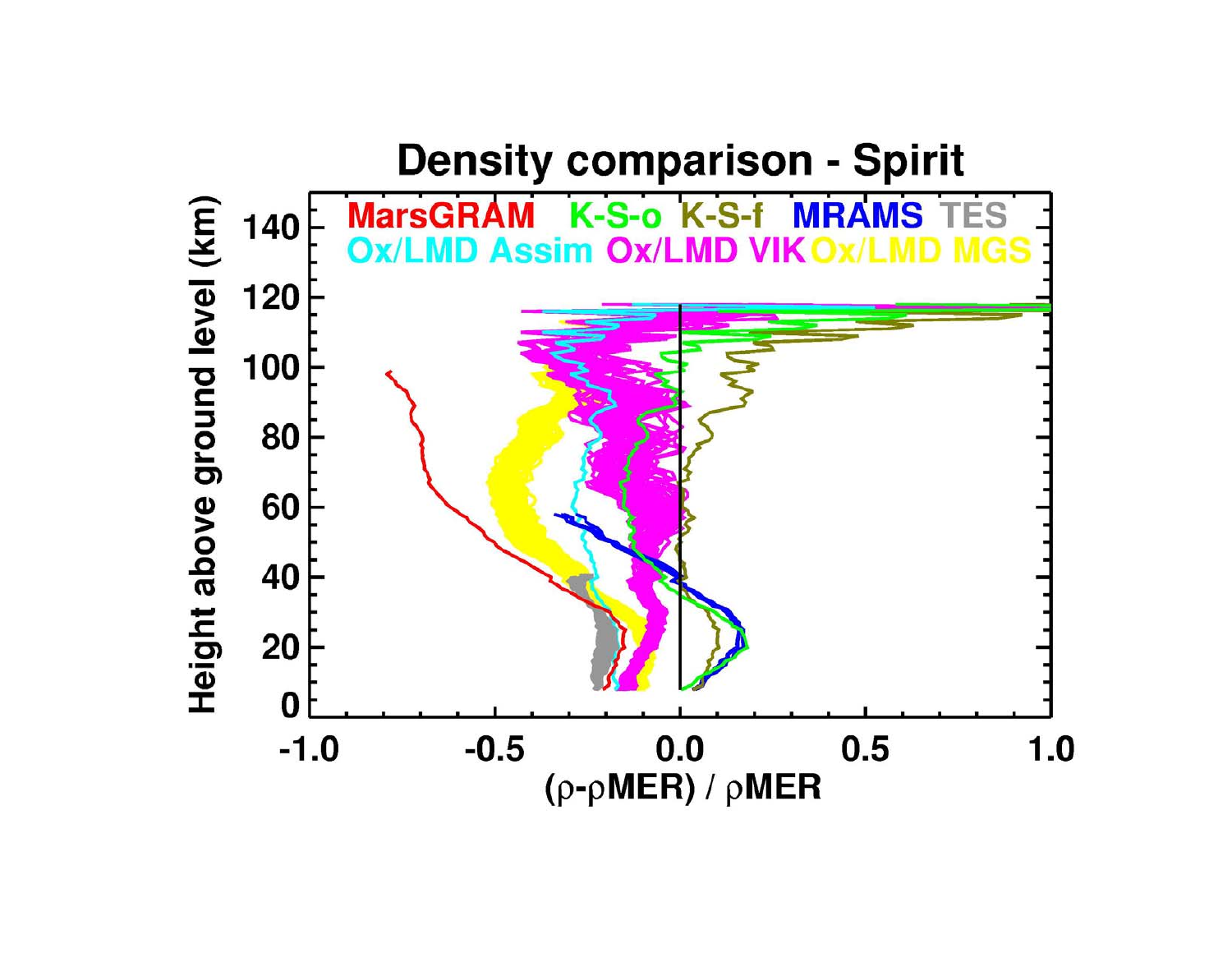# Density comparison - Spirit

MarsGRAM   K-S-o   K-S-f   MRAMS   TES

Ox/LMD Assim   Ox/LMD VIK   Ox/LMD MGS

Height above ground level (km)

$(\rho - \rho MER) / \rho MER$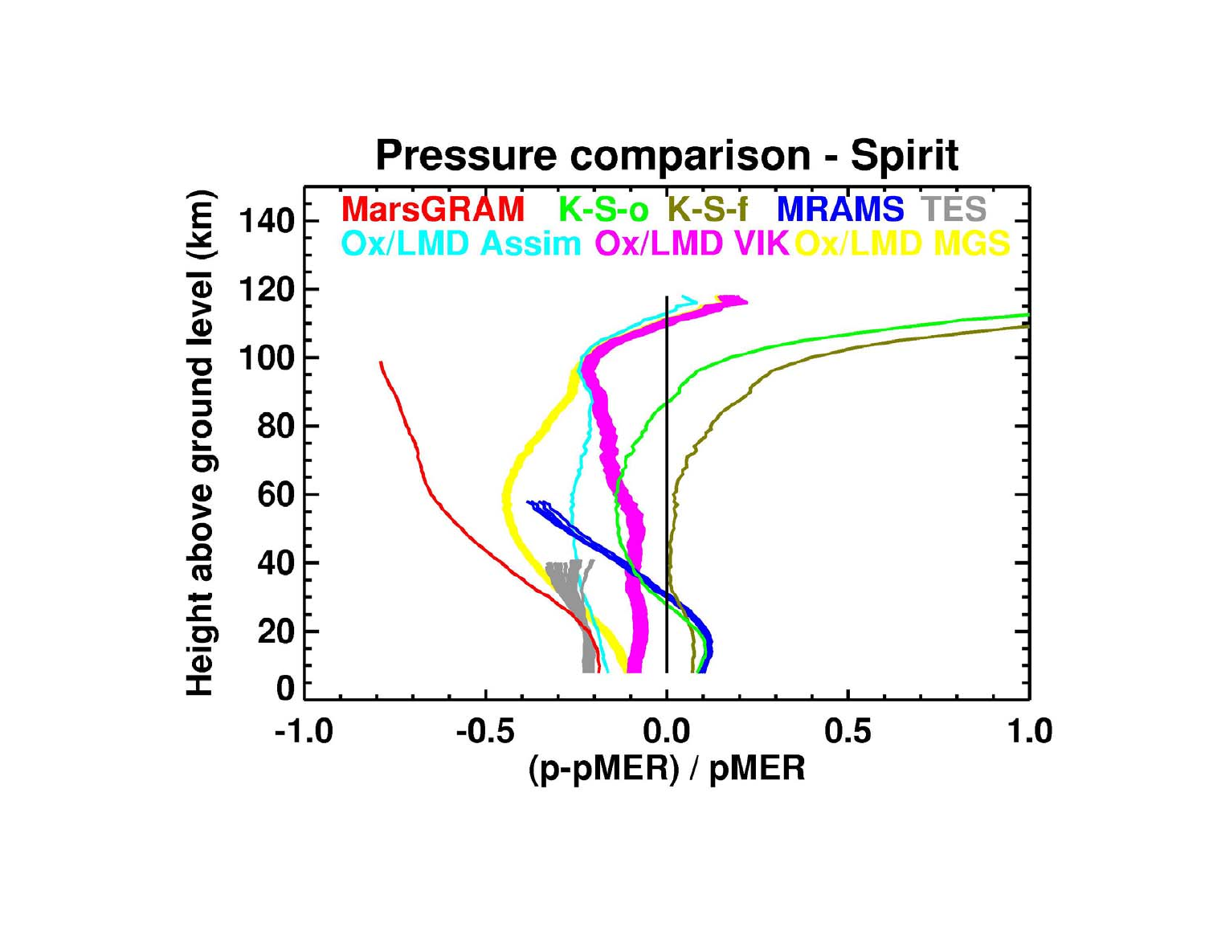**Pressure comparison - Spirit**

MarsGRAM K-S-o K-S-f MRAMS TES

Ox/LMD Assim Ox/LMD VIK Ox/LMD MGS

Height above ground level (km)

(p-pMER) / pMER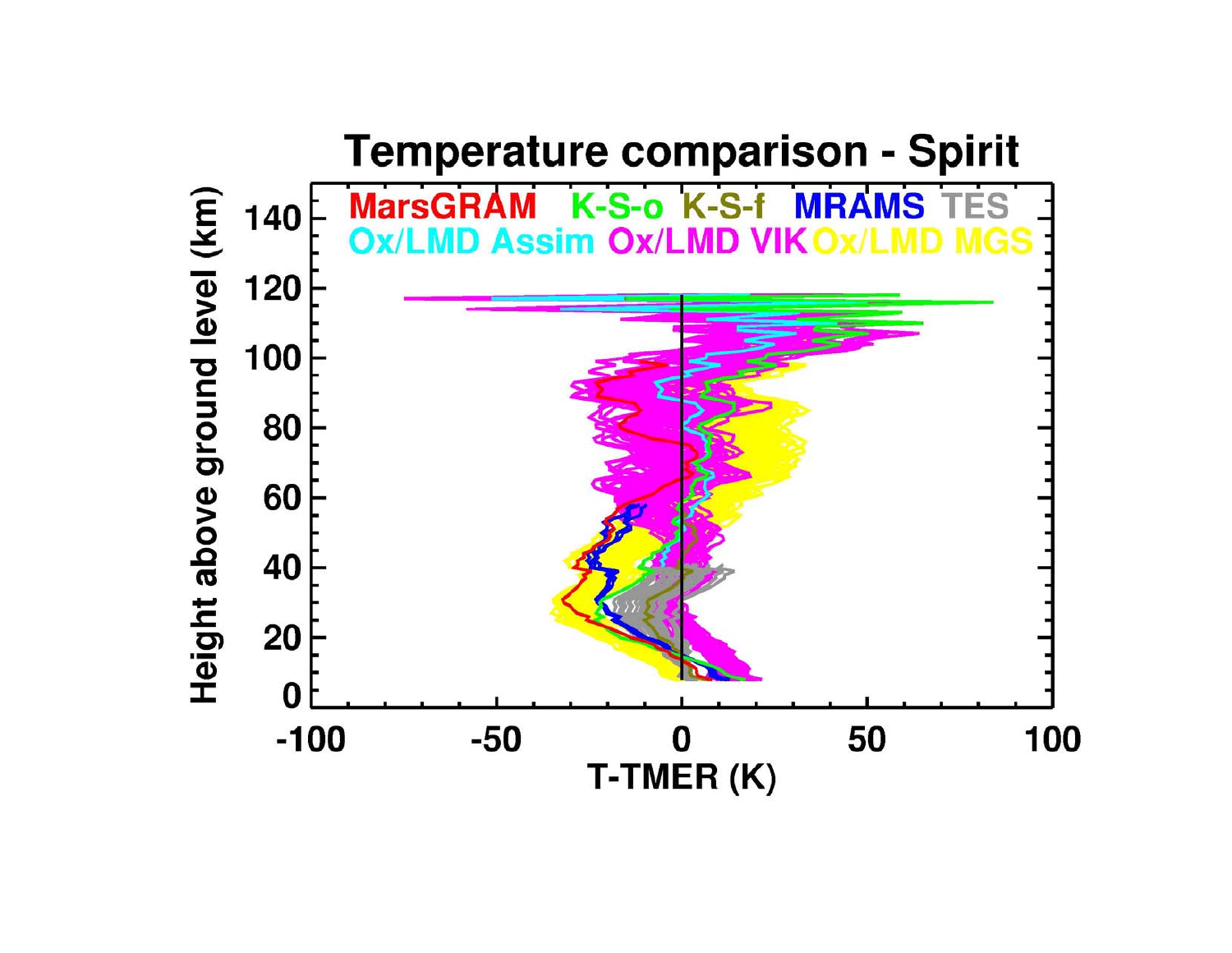**Temperature comparison - Spirit**

MarsGRAM, K-S-o, K-S-f, MRAMS, TES, Ox/LMD Assim, Ox/LMD VIK, Ox/LMD MGS

Height above ground level (km)

T-TMER (K)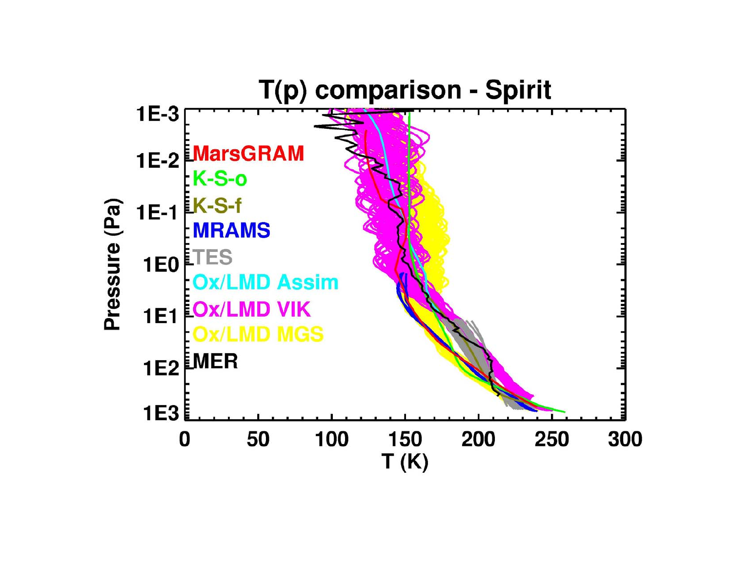**T(p) comparison - Spirit**

Legend: MarsGRAM, K-S-o, K-S-f, MRAMS, TES, Ox/LMD Assim, Ox/LMD VIK, Ox/LMD MGS, MER

Y-axis: Pressure (Pa), from 1E-3 to 1E3

X-axis: T (K), from 0 to 300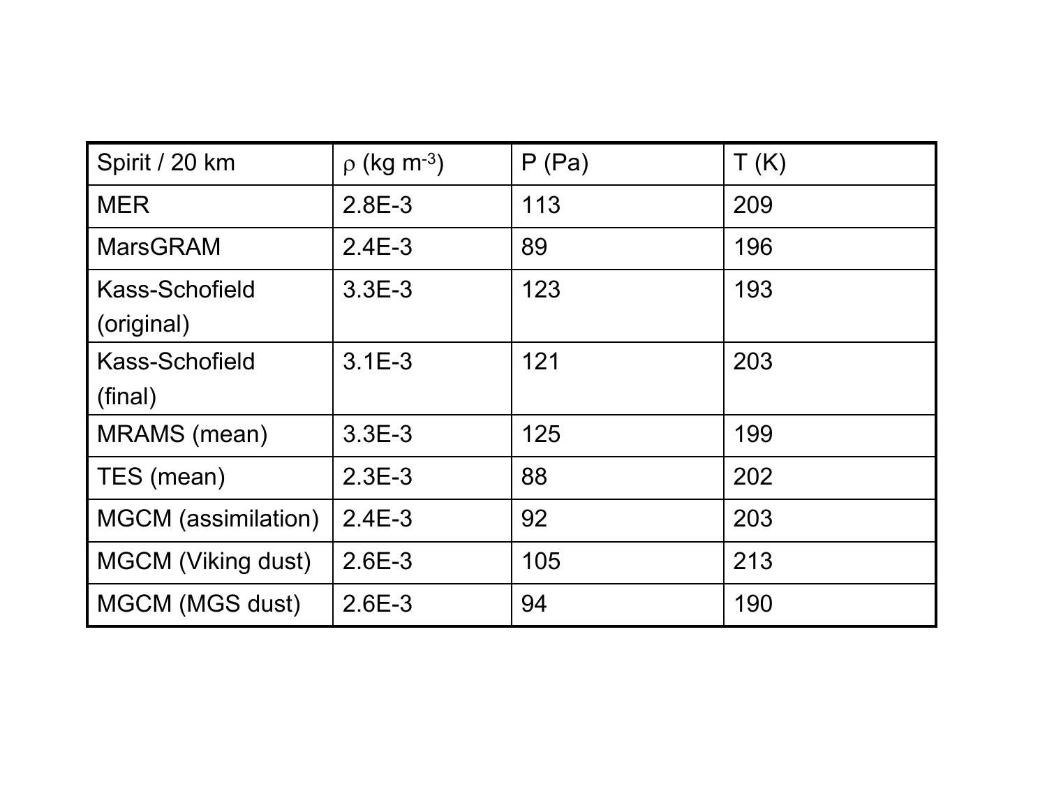| Spirit / 20 km | $\rho$ (kg $m^{-3}$) | P (Pa) | T (K) |
|---|---|---|---|
| MER | 2.8E-3 | 113 | 209 |
| MarsGRAM | 2.4E-3 | 89 | 196 |
| Kass-Schofield (original) | 3.3E-3 | 123 | 193 |
| Kass-Schofield (final) | 3.1E-3 | 121 | 203 |
| MRAMS (mean) | 3.3E-3 | 125 | 199 |
| TES (mean) | 2.3E-3 | 88 | 202 |
| MGCM (assimilation) | 2.4E-3 | 92 | 203 |
| MGCM (Viking dust) | 2.6E-3 | 105 | 213 |
| MGCM (MGS dust) | 2.6E-3 | 94 | 190 |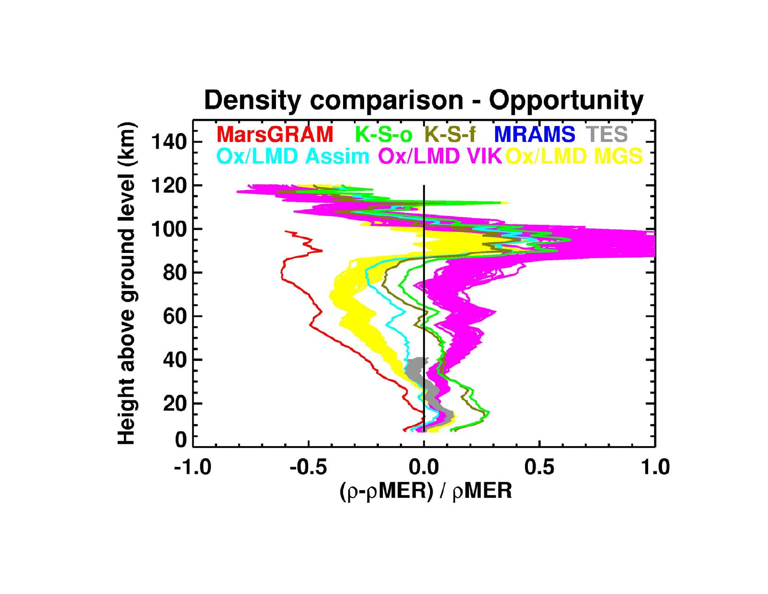# Density comparison - Opportunity

MarsGRAM K-S-o K-S-f MRAMS TES

Ox/LMD Assim Ox/LMD VIK Ox/LMD MGS

Height above ground level (km)

$(\rho-\rho MER) / \rho MER$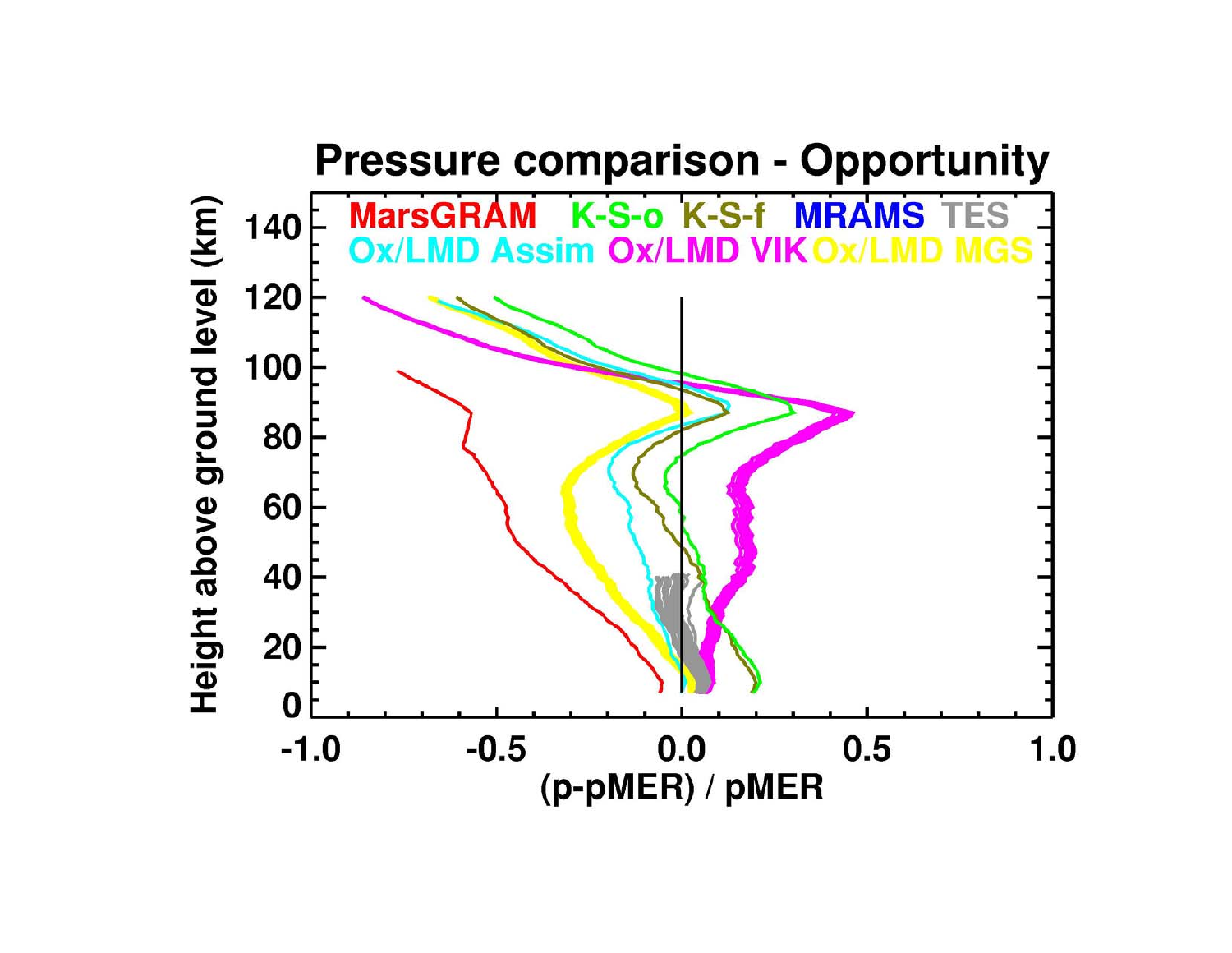**Pressure comparison - Opportunity**

MarsGRAM K-S-o K-S-f MRAMS TES

Ox/LMD Assim Ox/LMD VIK Ox/LMD MGS

Height above ground level (km)

(p-pMER) / pMER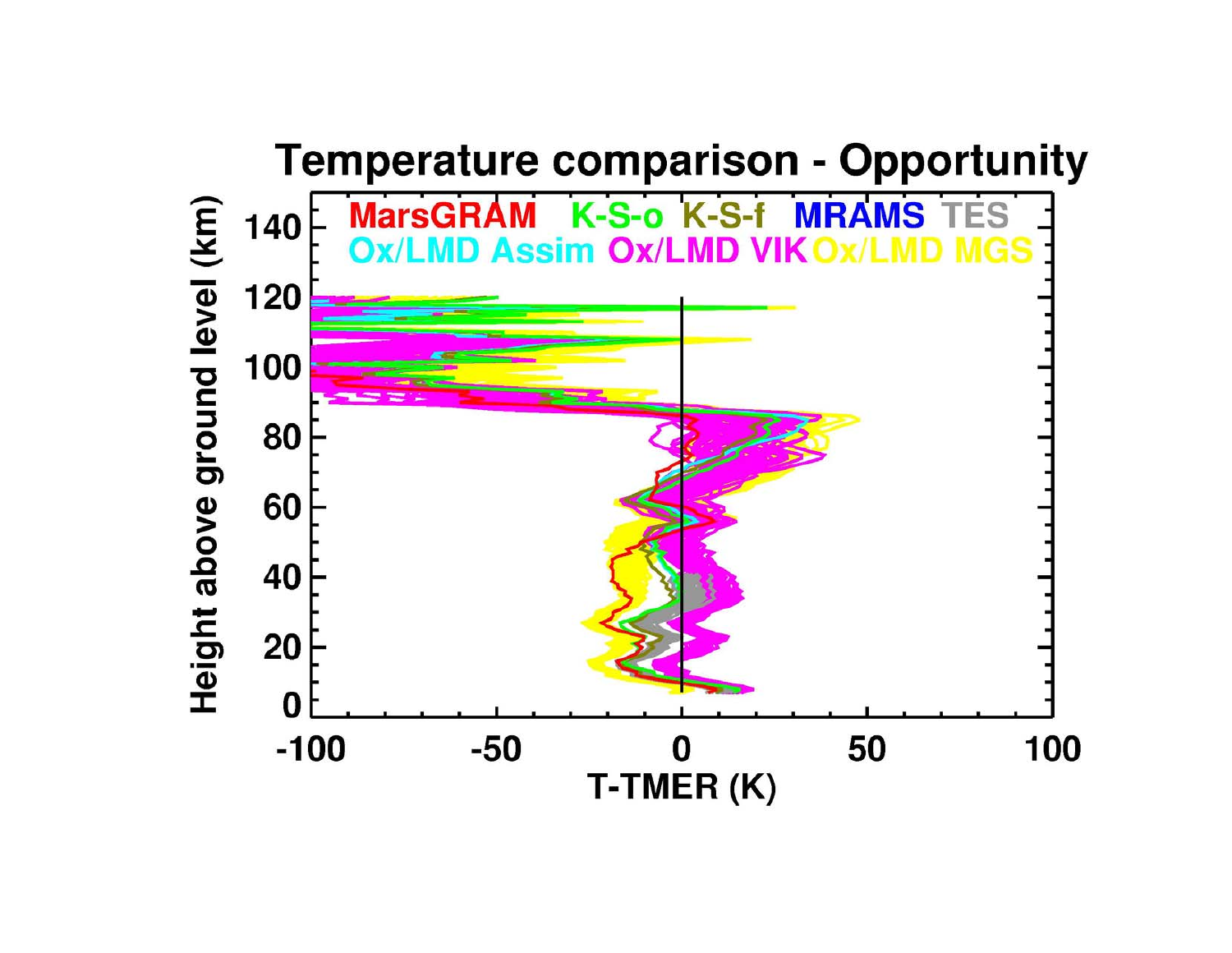**Temperature comparison - Opportunity**

MarsGRAM, K-S-o, K-S-f, MRAMS, TES, Ox/LMD Assim, Ox/LMD VIK, Ox/LMD MGS

Height above ground level (km)

T-TMER (K)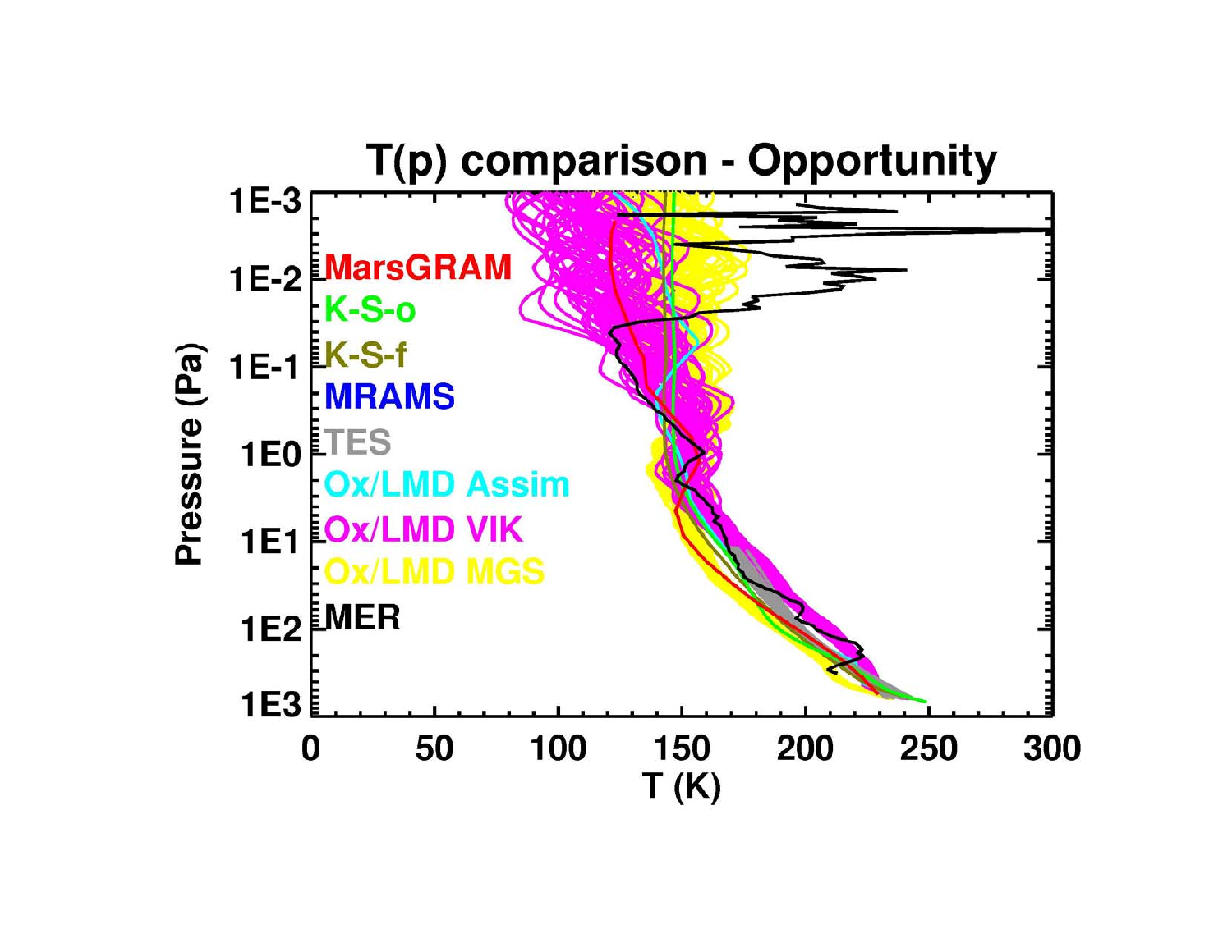# T(p) comparison - Opportunity

Pressure (Pa)

T (K)

MarsGRAM

K-S-o

K-S-f

MRAMS

TES

Ox/LMD Assim

Ox/LMD VIK

Ox/LMD MGS

MER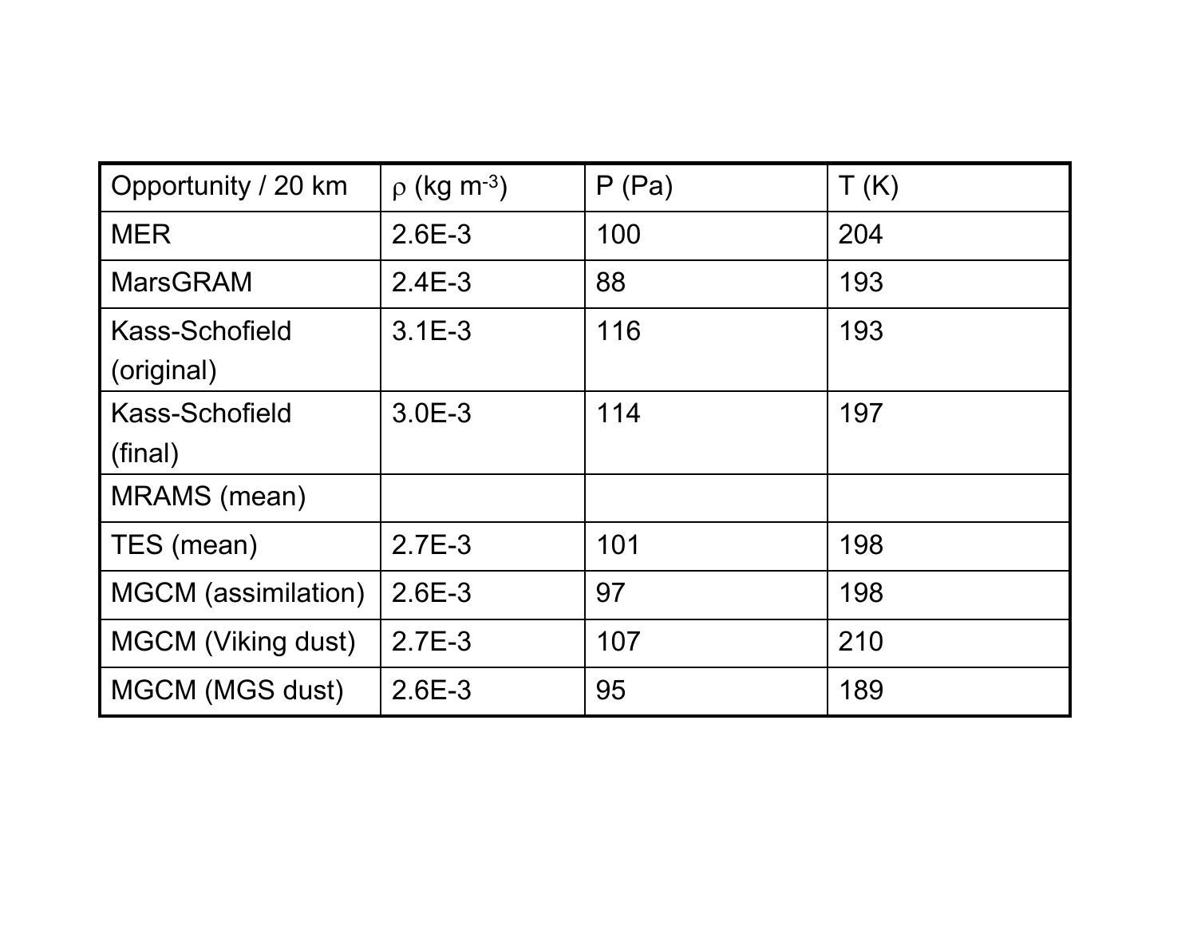| Opportunity / 20 km | $\rho$ (kg m$^{-3}$) | P (Pa) | T (K) |
|---|---|---|---|
| MER | 2.6E-3 | 100 | 204 |
| MarsGRAM | 2.4E-3 | 88 | 193 |
| Kass-Schofield (original) | 3.1E-3 | 116 | 193 |
| Kass-Schofield (final) | 3.0E-3 | 114 | 197 |
| MRAMS (mean) | | | |
| TES (mean) | 2.7E-3 | 101 | 198 |
| MGCM (assimilation) | 2.6E-3 | 97 | 198 |
| MGCM (Viking dust) | 2.7E-3 | 107 | 210 |
| MGCM (MGS dust) | 2.6E-3 | 95 | 189 |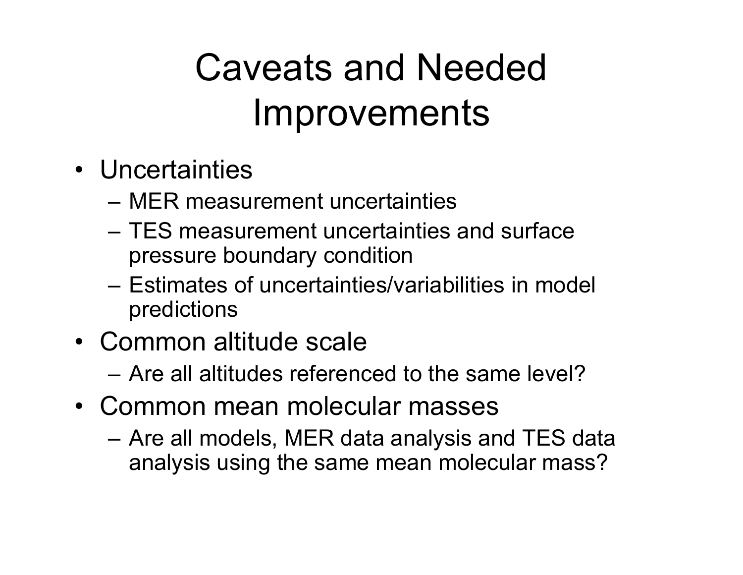# Caveats and Needed Improvements

- Uncertainties
  - MER measurement uncertainties
  - TES measurement uncertainties and surface pressure boundary condition
  - Estimates of uncertainties/variabilities in model predictions
- Common altitude scale
  - Are all altitudes referenced to the same level?
- Common mean molecular masses
  - Are all models, MER data analysis and TES data analysis using the same mean molecular mass?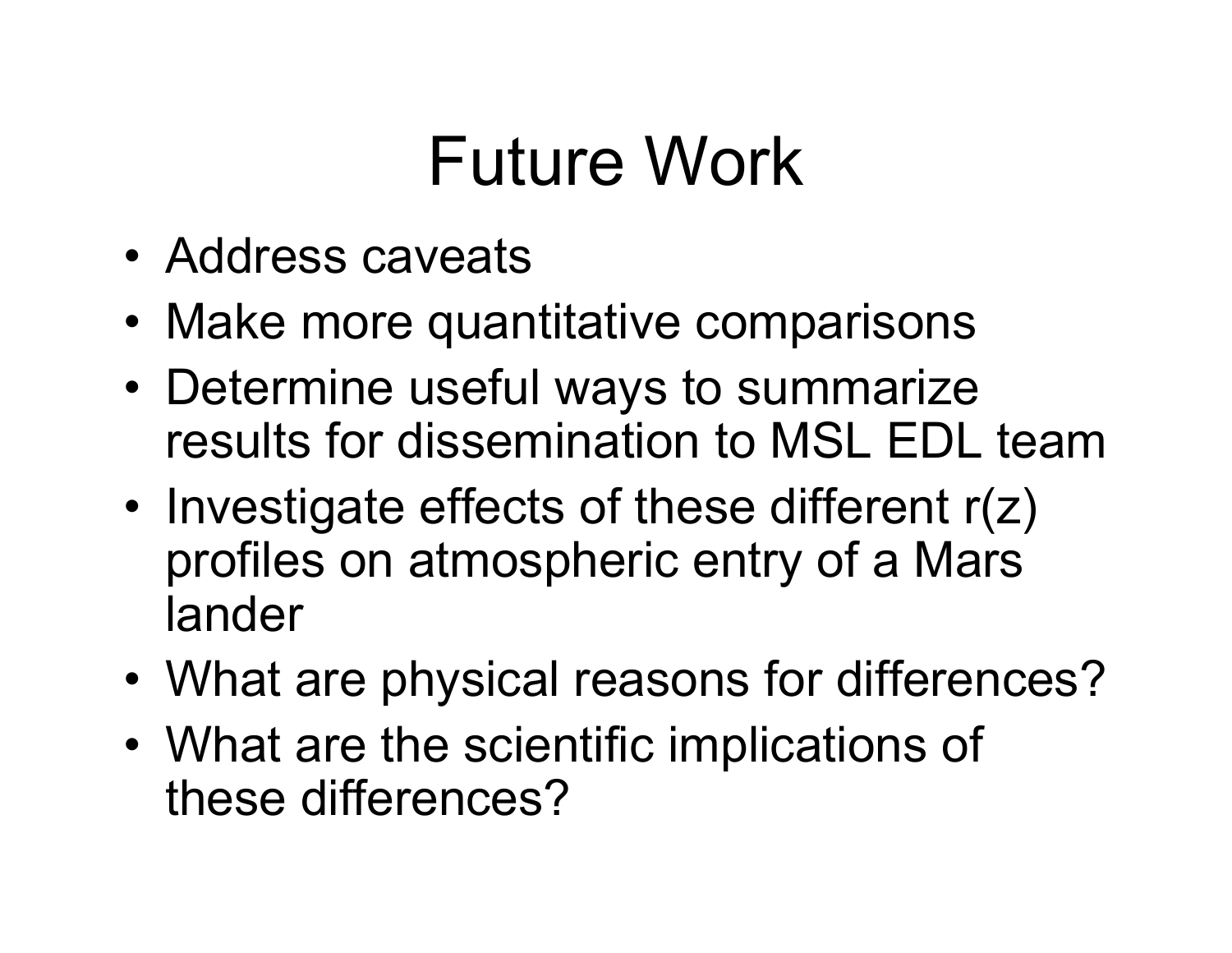# Future Work

- Address caveats
- Make more quantitative comparisons
- Determine useful ways to summarize results for dissemination to MSL EDL team
- Investigate effects of these different r(z) profiles on atmospheric entry of a Mars lander
- What are physical reasons for differences?
- What are the scientific implications of these differences?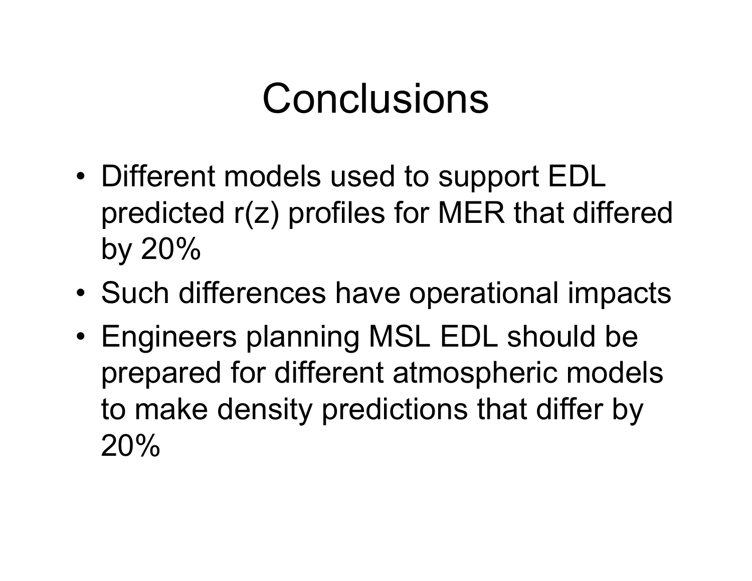# Conclusions

- Different models used to support EDL predicted r(z) profiles for MER that differed by 20%
- Such differences have operational impacts
- Engineers planning MSL EDL should be prepared for different atmospheric models to make density predictions that differ by 20%